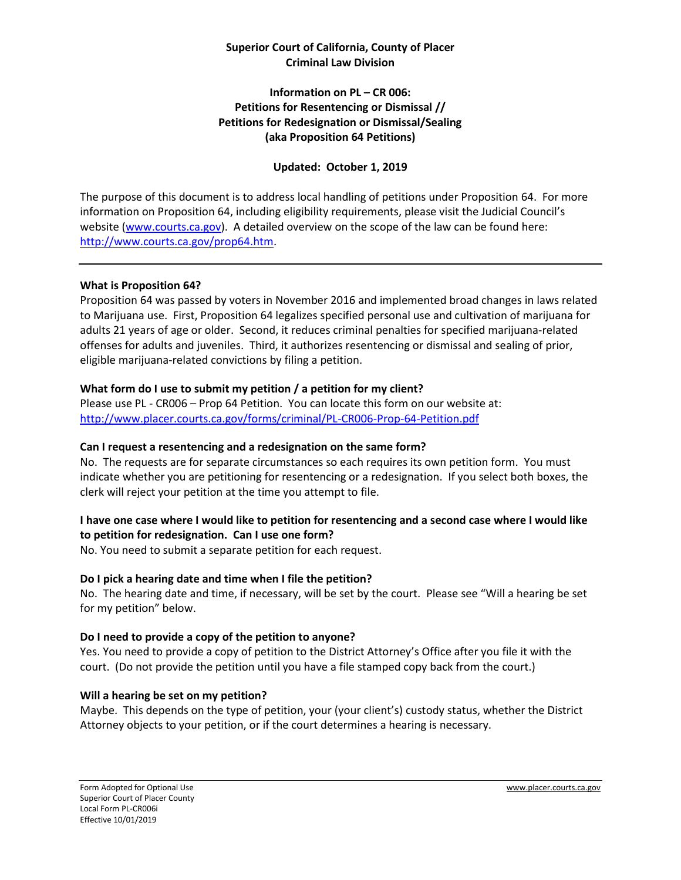**Superior Court of California, County of Placer**
**Criminal Law Division**

**Information on PL – CR 006:**
**Petitions for Resentencing or Dismissal //**
**Petitions for Redesignation or Dismissal/Sealing**
**(aka Proposition 64 Petitions)**

**Updated: October 1, 2019**

The purpose of this document is to address local handling of petitions under Proposition 64. For more information on Proposition 64, including eligibility requirements, please visit the Judicial Council's website (www.courts.ca.gov). A detailed overview on the scope of the law can be found here: http://www.courts.ca.gov/prop64.htm.

---

**What is Proposition 64?**

Proposition 64 was passed by voters in November 2016 and implemented broad changes in laws related to Marijuana use. First, Proposition 64 legalizes specified personal use and cultivation of marijuana for adults 21 years of age or older. Second, it reduces criminal penalties for specified marijuana-related offenses for adults and juveniles. Third, it authorizes resentencing or dismissal and sealing of prior, eligible marijuana-related convictions by filing a petition.

**What form do I use to submit my petition / a petition for my client?**

Please use PL - CR006 – Prop 64 Petition. You can locate this form on our website at: http://www.placer.courts.ca.gov/forms/criminal/PL-CR006-Prop-64-Petition.pdf

**Can I request a resentencing and a redesignation on the same form?**

No. The requests are for separate circumstances so each requires its own petition form. You must indicate whether you are petitioning for resentencing or a redesignation. If you select both boxes, the clerk will reject your petition at the time you attempt to file.

**I have one case where I would like to petition for resentencing and a second case where I would like to petition for redesignation. Can I use one form?**

No. You need to submit a separate petition for each request.

**Do I pick a hearing date and time when I file the petition?**

No. The hearing date and time, if necessary, will be set by the court. Please see "Will a hearing be set for my petition" below.

**Do I need to provide a copy of the petition to anyone?**

Yes. You need to provide a copy of petition to the District Attorney's Office after you file it with the court. (Do not provide the petition until you have a file stamped copy back from the court.)

**Will a hearing be set on my petition?**

Maybe. This depends on the type of petition, your (your client's) custody status, whether the District Attorney objects to your petition, or if the court determines a hearing is necessary.

Form Adopted for Optional Use
Superior Court of Placer County
Local Form PL-CR006i
Effective 10/01/2019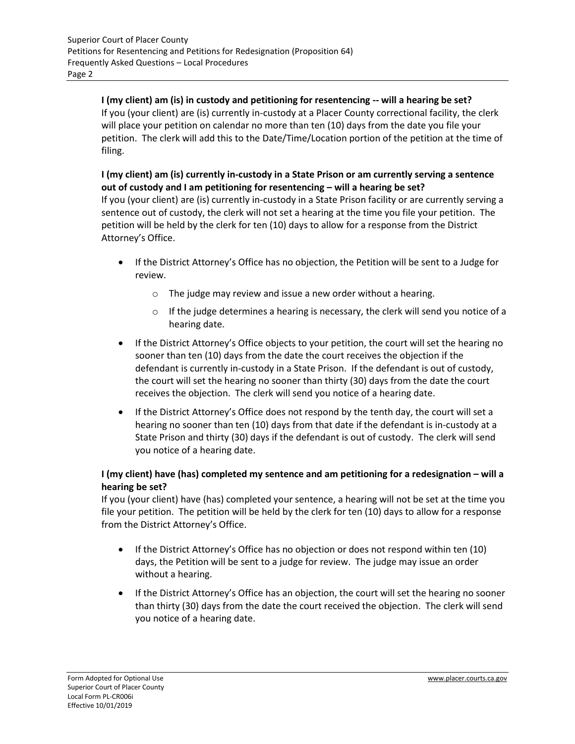**I (my client) am (is) in custody and petitioning for resentencing -- will a hearing be set?**
If you (your client) are (is) currently in-custody at a Placer County correctional facility, the clerk will place your petition on calendar no more than ten (10) days from the date you file your petition. The clerk will add this to the Date/Time/Location portion of the petition at the time of filing.

**I (my client) am (is) currently in-custody in a State Prison or am currently serving a sentence out of custody and I am petitioning for resentencing – will a hearing be set?**
If you (your client) are (is) currently in-custody in a State Prison facility or are currently serving a sentence out of custody, the clerk will not set a hearing at the time you file your petition. The petition will be held by the clerk for ten (10) days to allow for a response from the District Attorney's Office.

- If the District Attorney's Office has no objection, the Petition will be sent to a Judge for review.
  - The judge may review and issue a new order without a hearing.
  - If the judge determines a hearing is necessary, the clerk will send you notice of a hearing date.
- If the District Attorney's Office objects to your petition, the court will set the hearing no sooner than ten (10) days from the date the court receives the objection if the defendant is currently in-custody in a State Prison. If the defendant is out of custody, the court will set the hearing no sooner than thirty (30) days from the date the court receives the objection. The clerk will send you notice of a hearing date.
- If the District Attorney's Office does not respond by the tenth day, the court will set a hearing no sooner than ten (10) days from that date if the defendant is in-custody at a State Prison and thirty (30) days if the defendant is out of custody. The clerk will send you notice of a hearing date.

**I (my client) have (has) completed my sentence and am petitioning for a redesignation – will a hearing be set?**
If you (your client) have (has) completed your sentence, a hearing will not be set at the time you file your petition. The petition will be held by the clerk for ten (10) days to allow for a response from the District Attorney's Office.

- If the District Attorney's Office has no objection or does not respond within ten (10) days, the Petition will be sent to a judge for review. The judge may issue an order without a hearing.
- If the District Attorney's Office has an objection, the court will set the hearing no sooner than thirty (30) days from the date the court received the objection. The clerk will send you notice of a hearing date.